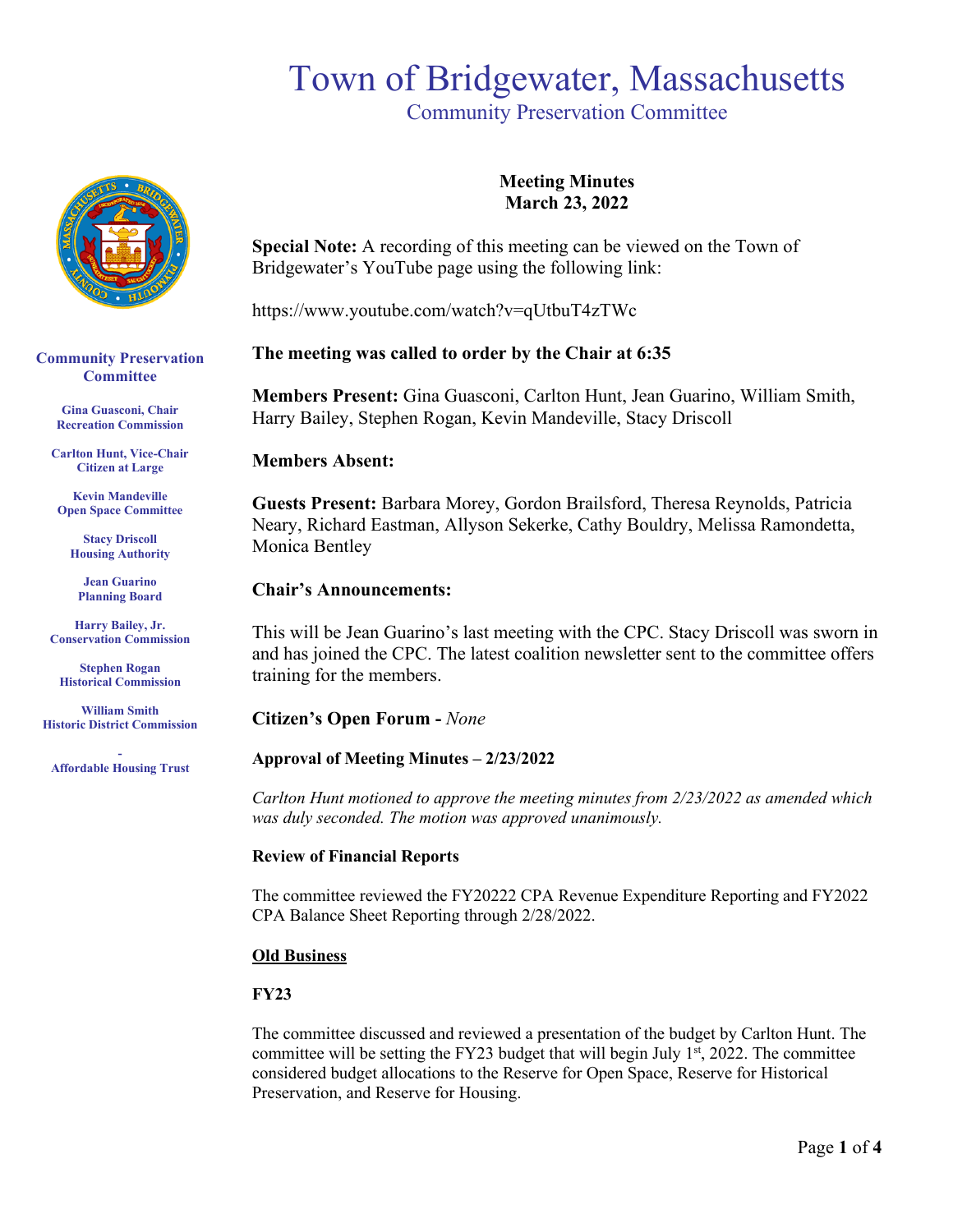# Town of Bridgewater, Massachusetts

## Community Preservation Committee

**Community Preservation Committee**

**Gina Guasconi, Chair**
**Recreation Commission**

**Carlton Hunt, Vice-Chair**
**Citizen at Large**

**Kevin Mandeville**
**Open Space Committee**

**Stacy Driscoll**
**Housing Authority**

**Jean Guarino**
**Planning Board**

**Harry Bailey, Jr.**
**Conservation Commission**

**Stephen Rogan**
**Historical Commission**

**William Smith**
**Historic District Commission**

**-**
**Affordable Housing Trust**

**Meeting Minutes**
**March 23, 2022**

**Special Note:** A recording of this meeting can be viewed on the Town of Bridgewater's YouTube page using the following link:

https://www.youtube.com/watch?v=qUtbuT4zTWc

**The meeting was called to order by the Chair at 6:35**

**Members Present:** Gina Guasconi, Carlton Hunt, Jean Guarino, William Smith, Harry Bailey, Stephen Rogan, Kevin Mandeville, Stacy Driscoll

**Members Absent:**

**Guests Present:** Barbara Morey, Gordon Brailsford, Theresa Reynolds, Patricia Neary, Richard Eastman, Allyson Sekerke, Cathy Bouldry, Melissa Ramondetta, Monica Bentley

**Chair's Announcements:**

This will be Jean Guarino's last meeting with the CPC. Stacy Driscoll was sworn in and has joined the CPC. The latest coalition newsletter sent to the committee offers training for the members.

**Citizen's Open Forum -** *None*

**Approval of Meeting Minutes – 2/23/2022**

*Carlton Hunt motioned to approve the meeting minutes from 2/23/2022 as amended which was duly seconded. The motion was approved unanimously.*

**Review of Financial Reports**

The committee reviewed the FY20222 CPA Revenue Expenditure Reporting and FY2022 CPA Balance Sheet Reporting through 2/28/2022.

**Old Business**

**FY23**

The committee discussed and reviewed a presentation of the budget by Carlton Hunt. The committee will be setting the FY23 budget that will begin July 1st, 2022. The committee considered budget allocations to the Reserve for Open Space, Reserve for Historical Preservation, and Reserve for Housing.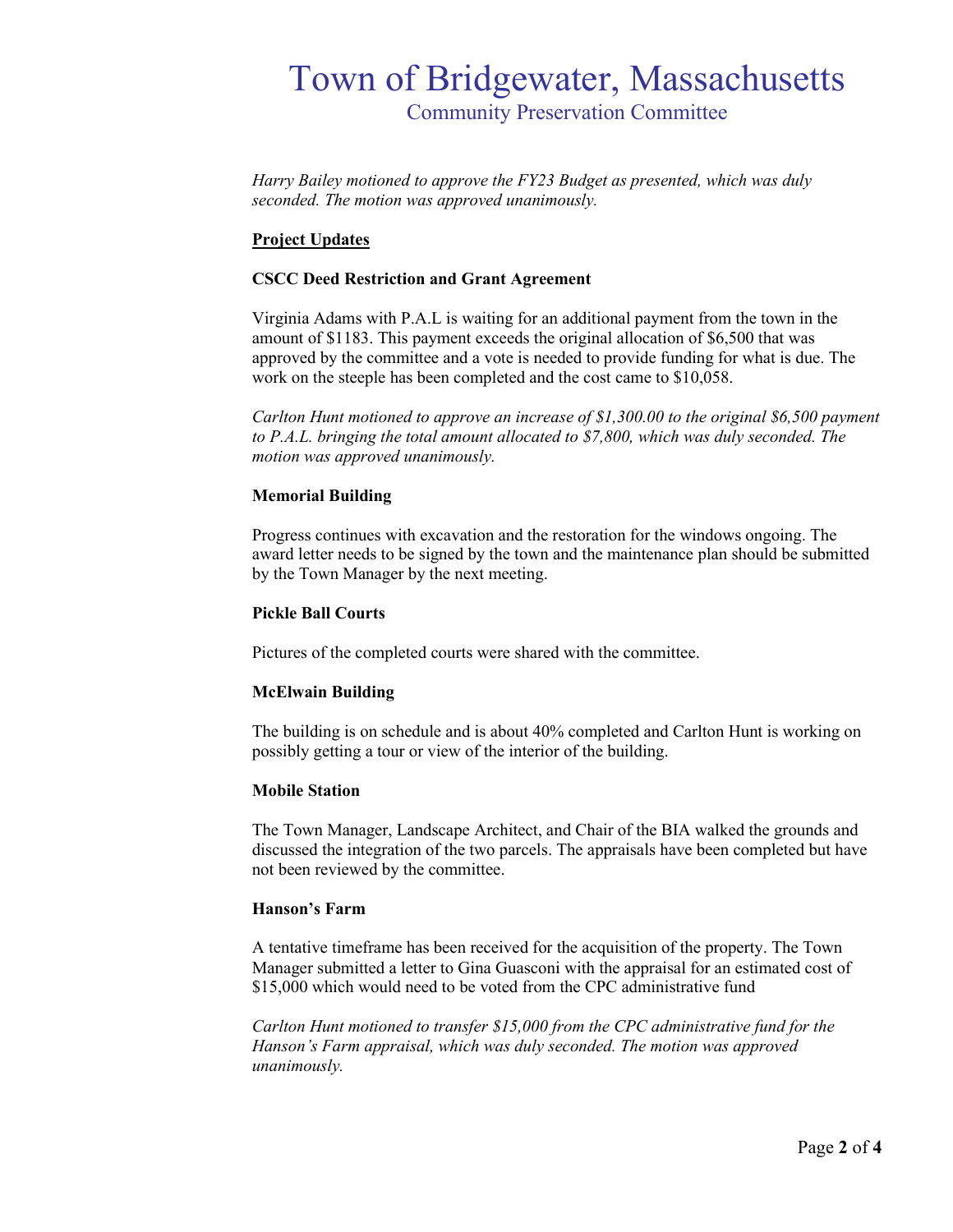*Harry Bailey motioned to approve the FY23 Budget as presented, which was duly seconded. The motion was approved unanimously.*

**Project Updates**

**CSCC Deed Restriction and Grant Agreement**

Virginia Adams with P.A.L is waiting for an additional payment from the town in the amount of $1183. This payment exceeds the original allocation of $6,500 that was approved by the committee and a vote is needed to provide funding for what is due. The work on the steeple has been completed and the cost came to $10,058.

*Carlton Hunt motioned to approve an increase of $1,300.00 to the original $6,500 payment to P.A.L. bringing the total amount allocated to $7,800, which was duly seconded. The motion was approved unanimously.*

**Memorial Building**

Progress continues with excavation and the restoration for the windows ongoing. The award letter needs to be signed by the town and the maintenance plan should be submitted by the Town Manager by the next meeting.

**Pickle Ball Courts**

Pictures of the completed courts were shared with the committee.

**McElwain Building**

The building is on schedule and is about 40% completed and Carlton Hunt is working on possibly getting a tour or view of the interior of the building.

**Mobile Station**

The Town Manager, Landscape Architect, and Chair of the BIA walked the grounds and discussed the integration of the two parcels. The appraisals have been completed but have not been reviewed by the committee.

**Hanson's Farm**

A tentative timeframe has been received for the acquisition of the property. The Town Manager submitted a letter to Gina Guasconi with the appraisal for an estimated cost of $15,000 which would need to be voted from the CPC administrative fund

*Carlton Hunt motioned to transfer $15,000 from the CPC administrative fund for the Hanson's Farm appraisal, which was duly seconded. The motion was approved unanimously.*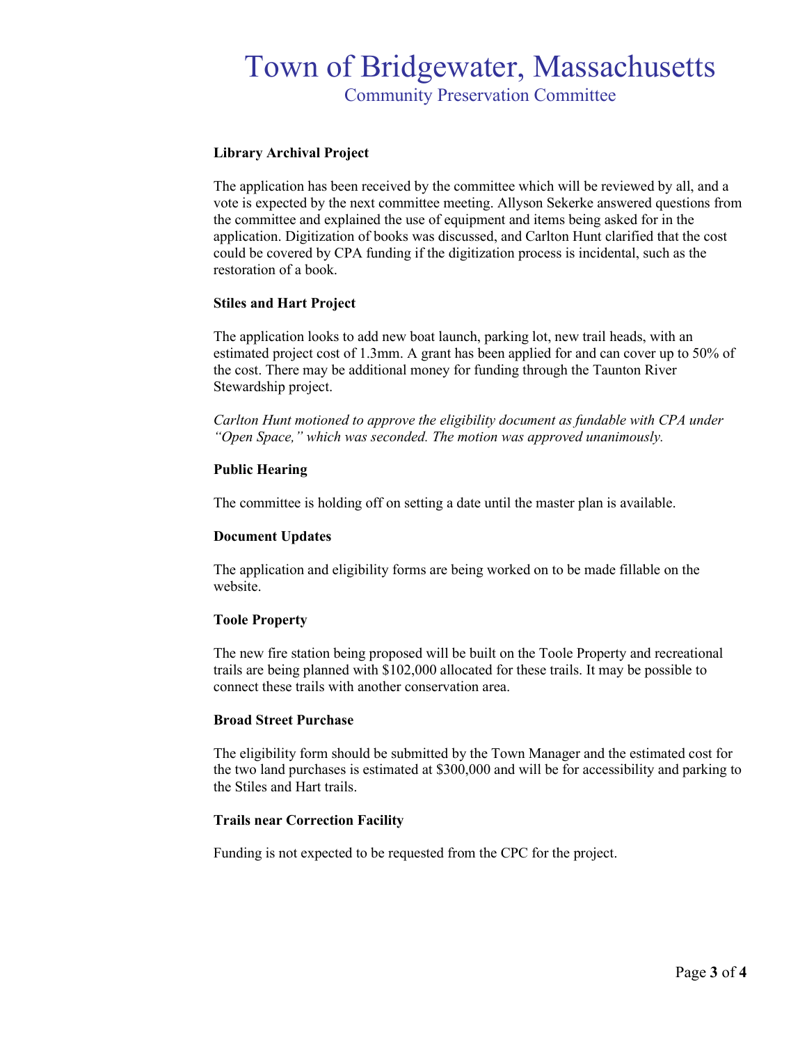**Library Archival Project**

The application has been received by the committee which will be reviewed by all, and a vote is expected by the next committee meeting. Allyson Sekerke answered questions from the committee and explained the use of equipment and items being asked for in the application. Digitization of books was discussed, and Carlton Hunt clarified that the cost could be covered by CPA funding if the digitization process is incidental, such as the restoration of a book.

**Stiles and Hart Project**

The application looks to add new boat launch, parking lot, new trail heads, with an estimated project cost of 1.3mm. A grant has been applied for and can cover up to 50% of the cost. There may be additional money for funding through the Taunton River Stewardship project.

*Carlton Hunt motioned to approve the eligibility document as fundable with CPA under "Open Space," which was seconded. The motion was approved unanimously.*

**Public Hearing**

The committee is holding off on setting a date until the master plan is available.

**Document Updates**

The application and eligibility forms are being worked on to be made fillable on the website.

**Toole Property**

The new fire station being proposed will be built on the Toole Property and recreational trails are being planned with $102,000 allocated for these trails. It may be possible to connect these trails with another conservation area.

**Broad Street Purchase**

The eligibility form should be submitted by the Town Manager and the estimated cost for the two land purchases is estimated at $300,000 and will be for accessibility and parking to the Stiles and Hart trails.

**Trails near Correction Facility**

Funding is not expected to be requested from the CPC for the project.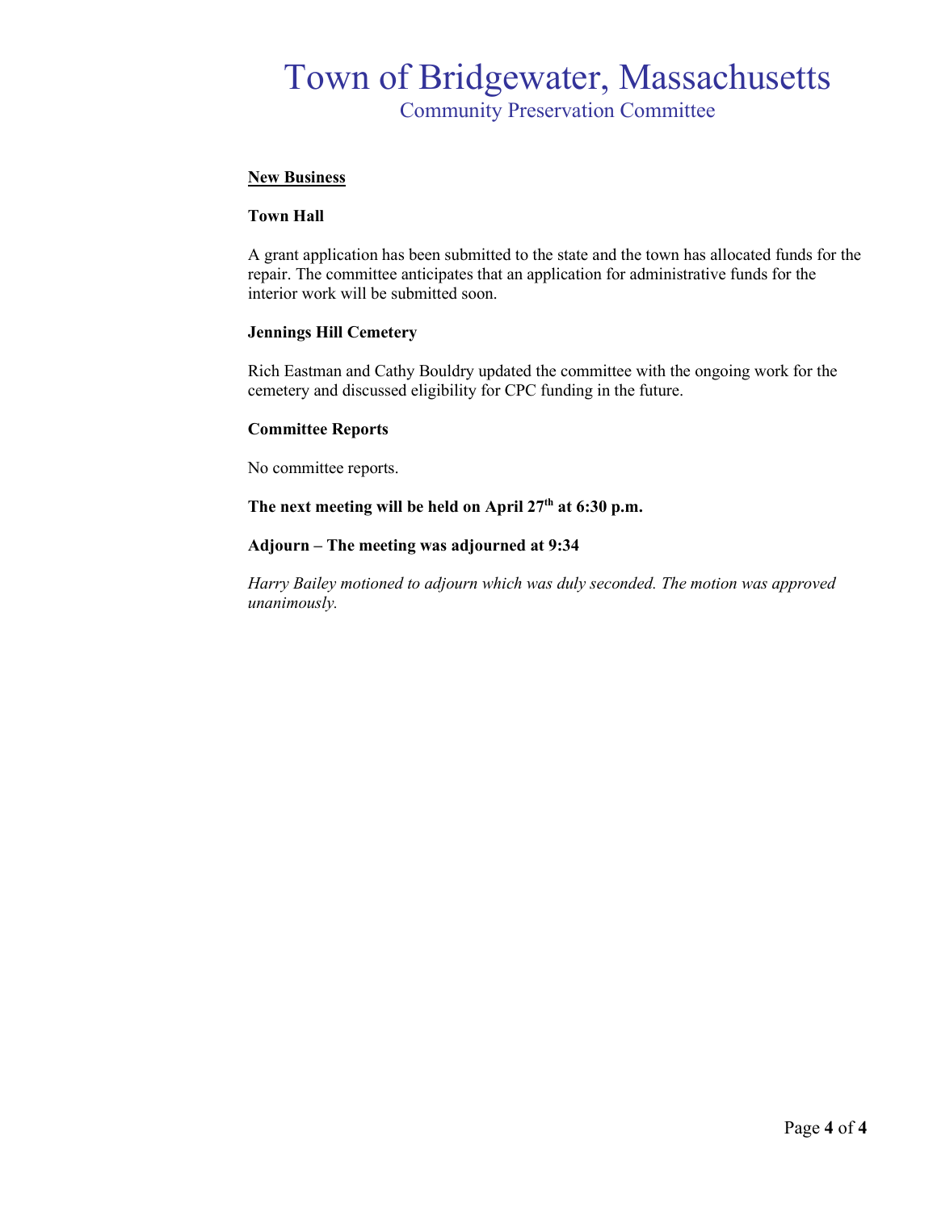# Town of Bridgewater, Massachusetts

## Community Preservation Committee

**New Business**

**Town Hall**

A grant application has been submitted to the state and the town has allocated funds for the repair. The committee anticipates that an application for administrative funds for the interior work will be submitted soon.

**Jennings Hill Cemetery**

Rich Eastman and Cathy Bouldry updated the committee with the ongoing work for the cemetery and discussed eligibility for CPC funding in the future.

**Committee Reports**

No committee reports.

**The next meeting will be held on April 27th at 6:30 p.m.**

**Adjourn – The meeting was adjourned at 9:34**

*Harry Bailey motioned to adjourn which was duly seconded. The motion was approved unanimously.*